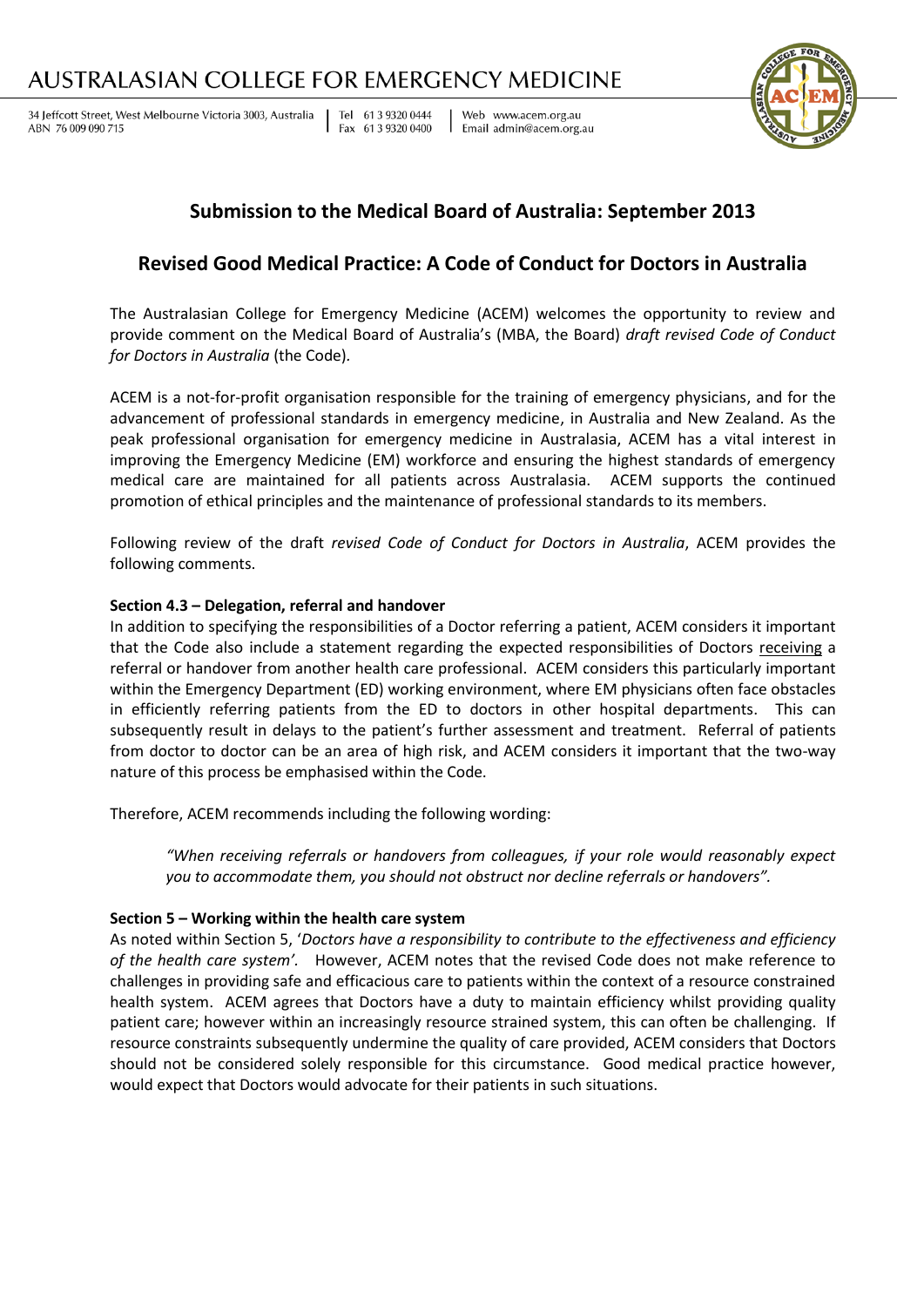# AUSTRALASIAN COLLEGE FOR EMERGENCY MEDICINE

34 Jeffcott Street, West Melbourne Victoria 3003, Australia | Tel 61 3 9320 0444 | Web www.acem.org.au
ABN 76 009 090 715 | Fax 61 3 9320 0400 | Email admin@acem.org.au

## Submission to the Medical Board of Australia: September 2013

## Revised Good Medical Practice: A Code of Conduct for Doctors in Australia

The Australasian College for Emergency Medicine (ACEM) welcomes the opportunity to review and provide comment on the Medical Board of Australia's (MBA, the Board) *draft revised Code of Conduct for Doctors in Australia* (the Code).

ACEM is a not-for-profit organisation responsible for the training of emergency physicians, and for the advancement of professional standards in emergency medicine, in Australia and New Zealand. As the peak professional organisation for emergency medicine in Australasia, ACEM has a vital interest in improving the Emergency Medicine (EM) workforce and ensuring the highest standards of emergency medical care are maintained for all patients across Australasia. ACEM supports the continued promotion of ethical principles and the maintenance of professional standards to its members.

Following review of the draft *revised Code of Conduct for Doctors in Australia*, ACEM provides the following comments.

**Section 4.3 – Delegation, referral and handover**

In addition to specifying the responsibilities of a Doctor referring a patient, ACEM considers it important that the Code also include a statement regarding the expected responsibilities of Doctors receiving a referral or handover from another health care professional. ACEM considers this particularly important within the Emergency Department (ED) working environment, where EM physicians often face obstacles in efficiently referring patients from the ED to doctors in other hospital departments. This can subsequently result in delays to the patient's further assessment and treatment. Referral of patients from doctor to doctor can be an area of high risk, and ACEM considers it important that the two-way nature of this process be emphasised within the Code.

Therefore, ACEM recommends including the following wording:

> *"When receiving referrals or handovers from colleagues, if your role would reasonably expect you to accommodate them, you should not obstruct nor decline referrals or handovers".*

**Section 5 – Working within the health care system**

As noted within Section 5, '*Doctors have a responsibility to contribute to the effectiveness and efficiency of the health care system'*. However, ACEM notes that the revised Code does not make reference to challenges in providing safe and efficacious care to patients within the context of a resource constrained health system. ACEM agrees that Doctors have a duty to maintain efficiency whilst providing quality patient care; however within an increasingly resource strained system, this can often be challenging. If resource constraints subsequently undermine the quality of care provided, ACEM considers that Doctors should not be considered solely responsible for this circumstance. Good medical practice however, would expect that Doctors would advocate for their patients in such situations.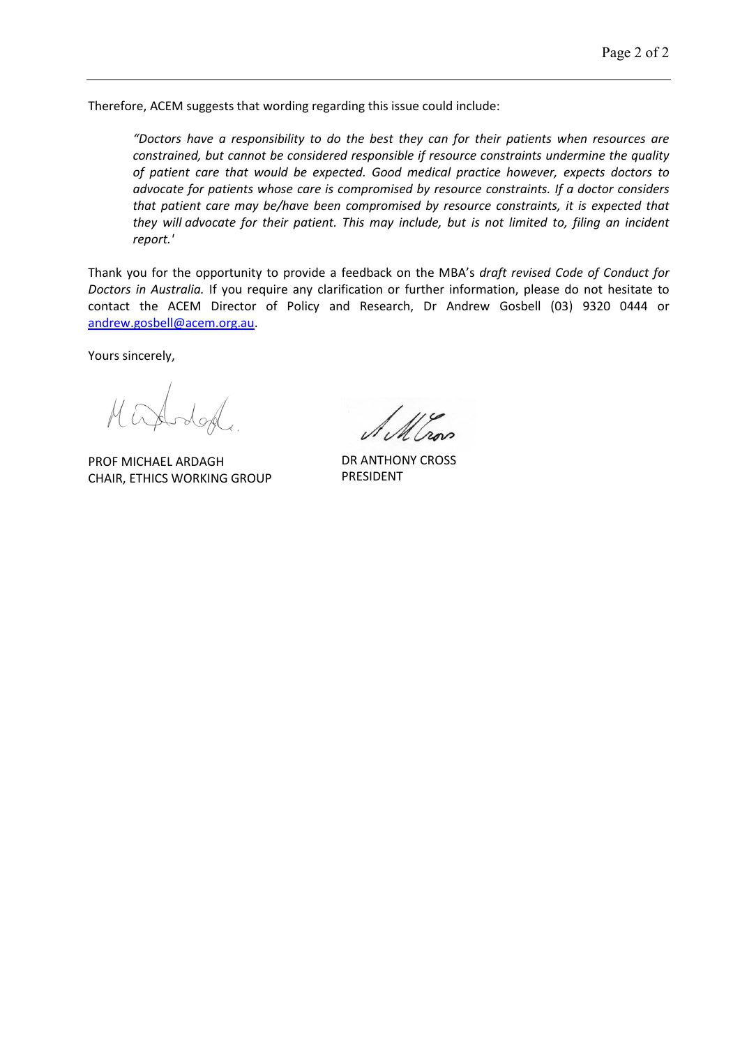Therefore, ACEM suggests that wording regarding this issue could include:

> *"Doctors have a responsibility to do the best they can for their patients when resources are constrained, but cannot be considered responsible if resource constraints undermine the quality of patient care that would be expected. Good medical practice however, expects doctors to advocate for patients whose care is compromised by resource constraints. If a doctor considers that patient care may be/have been compromised by resource constraints, it is expected that they will advocate for their patient. This may include, but is not limited to, filing an incident report.'*

Thank you for the opportunity to provide a feedback on the MBA's *draft revised Code of Conduct for Doctors in Australia.* If you require any clarification or further information, please do not hesitate to contact the ACEM Director of Policy and Research, Dr Andrew Gosbell (03) 9320 0444 or andrew.gosbell@acem.org.au.

Yours sincerely,

PROF MICHAEL ARDAGH
CHAIR, ETHICS WORKING GROUP

DR ANTHONY CROSS
PRESIDENT